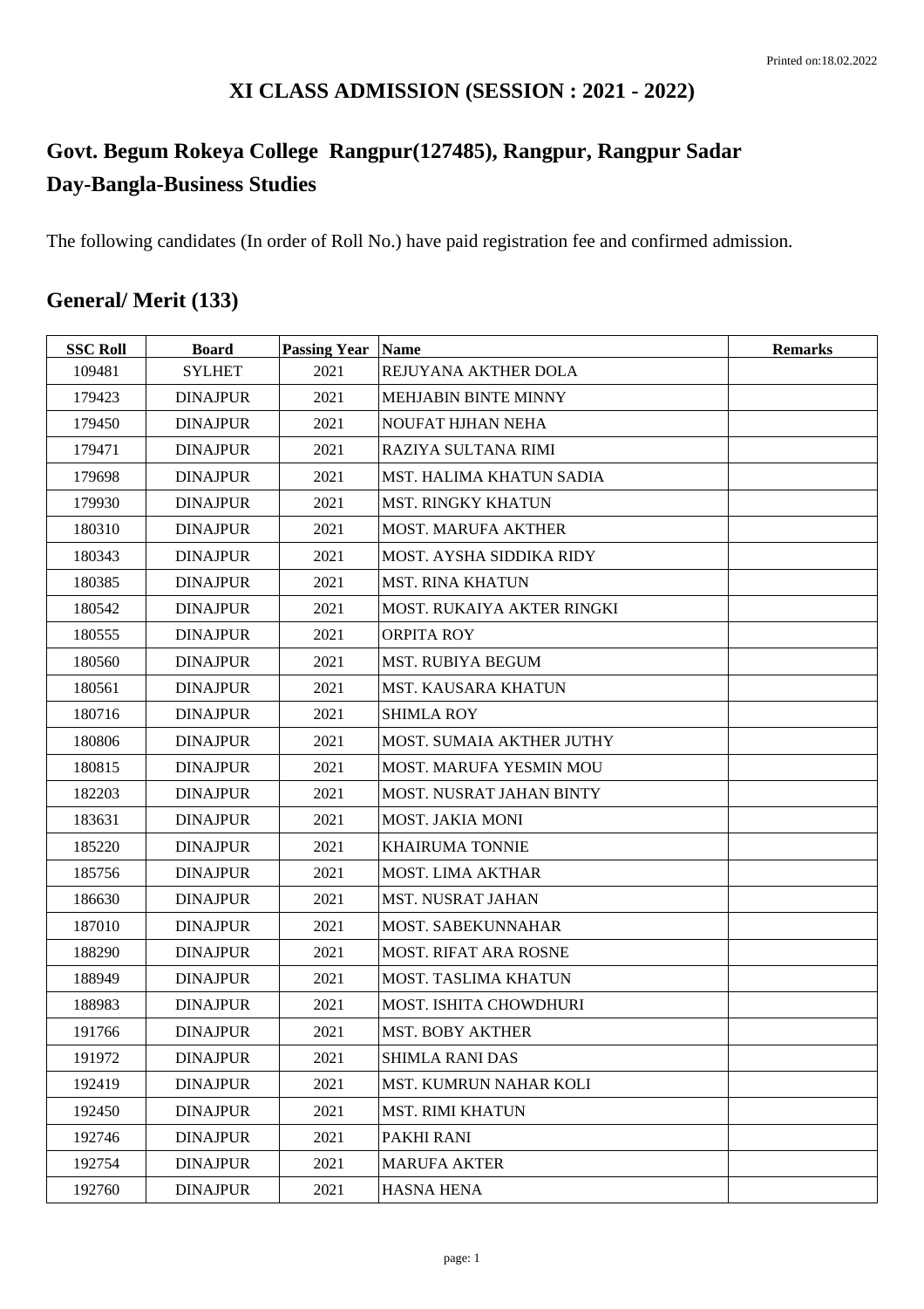# XI CLASS ADMISSION (SESSION : 2021 - 2022)

## Govt. Begum Rokeya College Rangpur(127485), Rangpur, Rangpur Sadar
## Day-Bangla-Business Studies

The following candidates (In order of Roll No.) have paid registration fee and confirmed admission.

## General/ Merit (133)

| SSC Roll | Board | Passing Year | Name | Remarks |
|---|---|---|---|---|
| 109481 | SYLHET | 2021 | REJUYANA AKTHER DOLA | |
| 179423 | DINAJPUR | 2021 | MEHJABIN BINTE MINNY | |
| 179450 | DINAJPUR | 2021 | NOUFAT HJHAN NEHA | |
| 179471 | DINAJPUR | 2021 | RAZIYA SULTANA RIMI | |
| 179698 | DINAJPUR | 2021 | MST. HALIMA KHATUN SADIA | |
| 179930 | DINAJPUR | 2021 | MST. RINGKY KHATUN | |
| 180310 | DINAJPUR | 2021 | MOST. MARUFA AKTHER | |
| 180343 | DINAJPUR | 2021 | MOST. AYSHA SIDDIKA RIDY | |
| 180385 | DINAJPUR | 2021 | MST. RINA KHATUN | |
| 180542 | DINAJPUR | 2021 | MOST. RUKAIYA AKTER RINGKI | |
| 180555 | DINAJPUR | 2021 | ORPITA ROY | |
| 180560 | DINAJPUR | 2021 | MST. RUBIYA BEGUM | |
| 180561 | DINAJPUR | 2021 | MST. KAUSARA KHATUN | |
| 180716 | DINAJPUR | 2021 | SHIMLA ROY | |
| 180806 | DINAJPUR | 2021 | MOST. SUMAIA AKTHER JUTHY | |
| 180815 | DINAJPUR | 2021 | MOST. MARUFA YESMIN MOU | |
| 182203 | DINAJPUR | 2021 | MOST. NUSRAT JAHAN BINTY | |
| 183631 | DINAJPUR | 2021 | MOST. JAKIA MONI | |
| 185220 | DINAJPUR | 2021 | KHAIRUMA TONNIE | |
| 185756 | DINAJPUR | 2021 | MOST. LIMA AKTHAR | |
| 186630 | DINAJPUR | 2021 | MST. NUSRAT JAHAN | |
| 187010 | DINAJPUR | 2021 | MOST. SABEKUNNAHAR | |
| 188290 | DINAJPUR | 2021 | MOST. RIFAT ARA ROSNE | |
| 188949 | DINAJPUR | 2021 | MOST. TASLIMA KHATUN | |
| 188983 | DINAJPUR | 2021 | MOST. ISHITA CHOWDHURI | |
| 191766 | DINAJPUR | 2021 | MST. BOBY AKTHER | |
| 191972 | DINAJPUR | 2021 | SHIMLA RANI DAS | |
| 192419 | DINAJPUR | 2021 | MST. KUMRUN NAHAR KOLI | |
| 192450 | DINAJPUR | 2021 | MST. RIMI KHATUN | |
| 192746 | DINAJPUR | 2021 | PAKHI RANI | |
| 192754 | DINAJPUR | 2021 | MARUFA AKTER | |
| 192760 | DINAJPUR | 2021 | HASNA HENA | |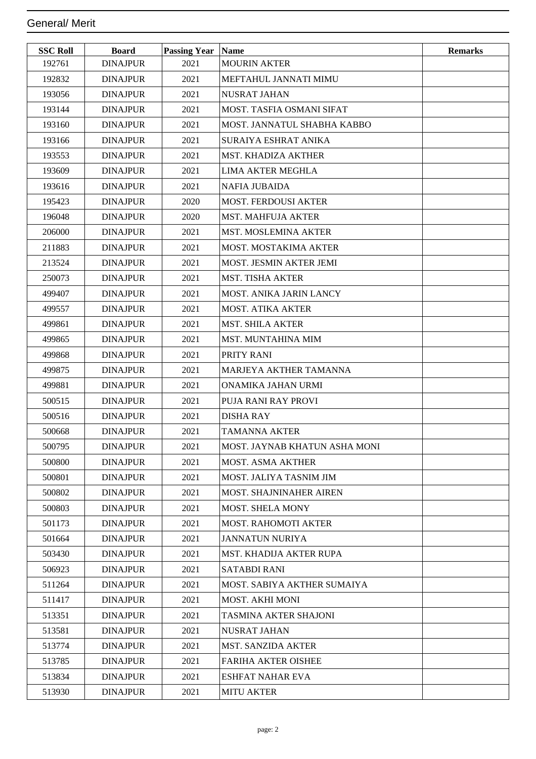General/ Merit

| SSC Roll | Board | Passing Year | Name | Remarks |
|---|---|---|---|---|
| 192761 | DINAJPUR | 2021 | MOURIN AKTER | |
| 192832 | DINAJPUR | 2021 | MEFTAHUL JANNATI MIMU | |
| 193056 | DINAJPUR | 2021 | NUSRAT JAHAN | |
| 193144 | DINAJPUR | 2021 | MOST. TASFIA OSMANI SIFAT | |
| 193160 | DINAJPUR | 2021 | MOST. JANNATUL SHABHA KABBO | |
| 193166 | DINAJPUR | 2021 | SURAIYA ESHRAT ANIKA | |
| 193553 | DINAJPUR | 2021 | MST. KHADIZA AKTHER | |
| 193609 | DINAJPUR | 2021 | LIMA AKTER MEGHLA | |
| 193616 | DINAJPUR | 2021 | NAFIA JUBAIDA | |
| 195423 | DINAJPUR | 2020 | MOST. FERDOUSI AKTER | |
| 196048 | DINAJPUR | 2020 | MST. MAHFUJA AKTER | |
| 206000 | DINAJPUR | 2021 | MST. MOSLEMINA AKTER | |
| 211883 | DINAJPUR | 2021 | MOST. MOSTAKIMA AKTER | |
| 213524 | DINAJPUR | 2021 | MOST. JESMIN AKTER JEMI | |
| 250073 | DINAJPUR | 2021 | MST. TISHA AKTER | |
| 499407 | DINAJPUR | 2021 | MOST. ANIKA JARIN LANCY | |
| 499557 | DINAJPUR | 2021 | MOST. ATIKA AKTER | |
| 499861 | DINAJPUR | 2021 | MST. SHILA AKTER | |
| 499865 | DINAJPUR | 2021 | MST. MUNTAHINA MIM | |
| 499868 | DINAJPUR | 2021 | PRITY RANI | |
| 499875 | DINAJPUR | 2021 | MARJEYA AKTHER TAMANNA | |
| 499881 | DINAJPUR | 2021 | ONAMIKA JAHAN URMI | |
| 500515 | DINAJPUR | 2021 | PUJA RANI RAY PROVI | |
| 500516 | DINAJPUR | 2021 | DISHA RAY | |
| 500668 | DINAJPUR | 2021 | TAMANNA AKTER | |
| 500795 | DINAJPUR | 2021 | MOST. JAYNAB KHATUN ASHA MONI | |
| 500800 | DINAJPUR | 2021 | MOST. ASMA AKTHER | |
| 500801 | DINAJPUR | 2021 | MOST. JALIYA TASNIM JIM | |
| 500802 | DINAJPUR | 2021 | MOST. SHAJNINAHER AIREN | |
| 500803 | DINAJPUR | 2021 | MOST. SHELA MONY | |
| 501173 | DINAJPUR | 2021 | MOST. RAHOMOTI AKTER | |
| 501664 | DINAJPUR | 2021 | JANNATUN NURIYA | |
| 503430 | DINAJPUR | 2021 | MST. KHADIJA AKTER RUPA | |
| 506923 | DINAJPUR | 2021 | SATABDI RANI | |
| 511264 | DINAJPUR | 2021 | MOST. SABIYA AKTHER SUMAIYA | |
| 511417 | DINAJPUR | 2021 | MOST. AKHI MONI | |
| 513351 | DINAJPUR | 2021 | TASMINA AKTER SHAJONI | |
| 513581 | DINAJPUR | 2021 | NUSRAT JAHAN | |
| 513774 | DINAJPUR | 2021 | MST. SANZIDA AKTER | |
| 513785 | DINAJPUR | 2021 | FARIHA AKTER OISHEE | |
| 513834 | DINAJPUR | 2021 | ESHFAT NAHAR EVA | |
| 513930 | DINAJPUR | 2021 | MITU AKTER | |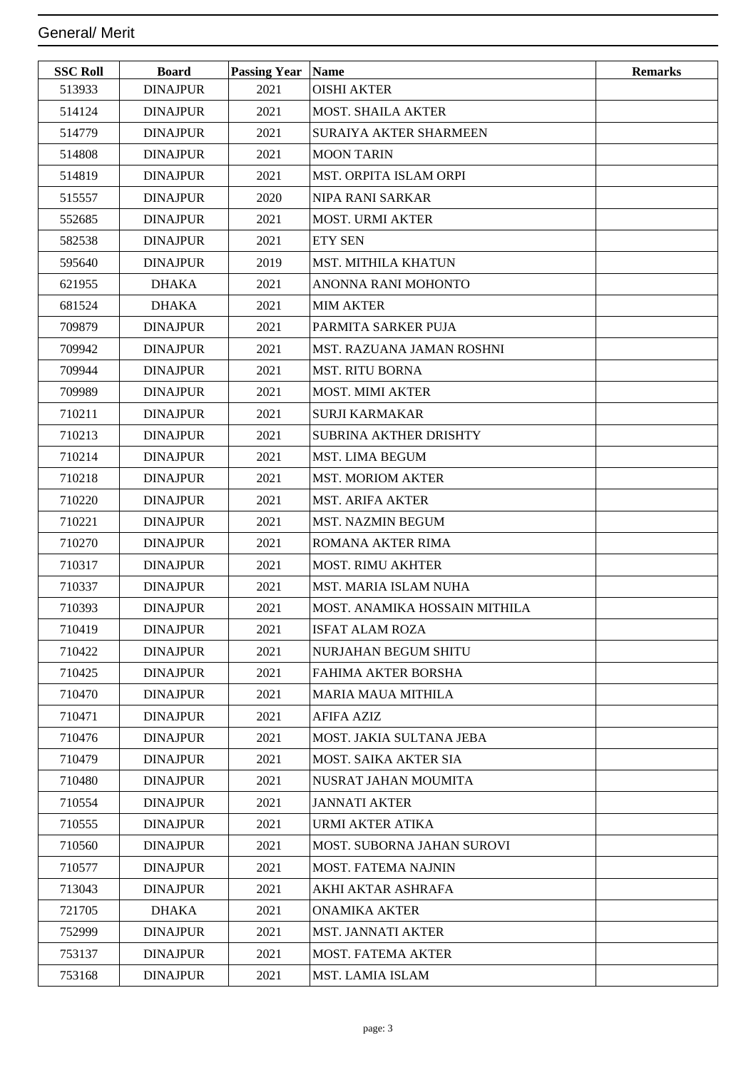## General/ Merit

| SSC Roll | Board | Passing Year | Name | Remarks |
|---|---|---|---|---|
| 513933 | DINAJPUR | 2021 | OISHI AKTER | |
| 514124 | DINAJPUR | 2021 | MOST. SHAILA AKTER | |
| 514779 | DINAJPUR | 2021 | SURAIYA AKTER SHARMEEN | |
| 514808 | DINAJPUR | 2021 | MOON TARIN | |
| 514819 | DINAJPUR | 2021 | MST. ORPITA ISLAM ORPI | |
| 515557 | DINAJPUR | 2020 | NIPA RANI SARKAR | |
| 552685 | DINAJPUR | 2021 | MOST. URMI AKTER | |
| 582538 | DINAJPUR | 2021 | ETY SEN | |
| 595640 | DINAJPUR | 2019 | MST. MITHILA KHATUN | |
| 621955 | DHAKA | 2021 | ANONNA RANI MOHONTO | |
| 681524 | DHAKA | 2021 | MIM AKTER | |
| 709879 | DINAJPUR | 2021 | PARMITA SARKER PUJA | |
| 709942 | DINAJPUR | 2021 | MST. RAZUANA JAMAN ROSHNI | |
| 709944 | DINAJPUR | 2021 | MST. RITU BORNA | |
| 709989 | DINAJPUR | 2021 | MOST. MIMI AKTER | |
| 710211 | DINAJPUR | 2021 | SURJI KARMAKAR | |
| 710213 | DINAJPUR | 2021 | SUBRINA AKTHER DRISHTY | |
| 710214 | DINAJPUR | 2021 | MST. LIMA BEGUM | |
| 710218 | DINAJPUR | 2021 | MST. MORIOM AKTER | |
| 710220 | DINAJPUR | 2021 | MST. ARIFA AKTER | |
| 710221 | DINAJPUR | 2021 | MST. NAZMIN BEGUM | |
| 710270 | DINAJPUR | 2021 | ROMANA AKTER RIMA | |
| 710317 | DINAJPUR | 2021 | MOST. RIMU AKHTER | |
| 710337 | DINAJPUR | 2021 | MST. MARIA ISLAM NUHA | |
| 710393 | DINAJPUR | 2021 | MOST. ANAMIKA HOSSAIN MITHILA | |
| 710419 | DINAJPUR | 2021 | ISFAT ALAM ROZA | |
| 710422 | DINAJPUR | 2021 | NURJAHAN BEGUM SHITU | |
| 710425 | DINAJPUR | 2021 | FAHIMA AKTER BORSHA | |
| 710470 | DINAJPUR | 2021 | MARIA MAUA MITHILA | |
| 710471 | DINAJPUR | 2021 | AFIFA AZIZ | |
| 710476 | DINAJPUR | 2021 | MOST. JAKIA SULTANA JEBA | |
| 710479 | DINAJPUR | 2021 | MOST. SAIKA AKTER SIA | |
| 710480 | DINAJPUR | 2021 | NUSRAT JAHAN MOUMITA | |
| 710554 | DINAJPUR | 2021 | JANNATI AKTER | |
| 710555 | DINAJPUR | 2021 | URMI AKTER ATIKA | |
| 710560 | DINAJPUR | 2021 | MOST. SUBORNA JAHAN SUROVI | |
| 710577 | DINAJPUR | 2021 | MOST. FATEMA NAJNIN | |
| 713043 | DINAJPUR | 2021 | AKHI AKTAR ASHRAFA | |
| 721705 | DHAKA | 2021 | ONAMIKA AKTER | |
| 752999 | DINAJPUR | 2021 | MST. JANNATI AKTER | |
| 753137 | DINAJPUR | 2021 | MOST. FATEMA AKTER | |
| 753168 | DINAJPUR | 2021 | MST. LAMIA ISLAM | |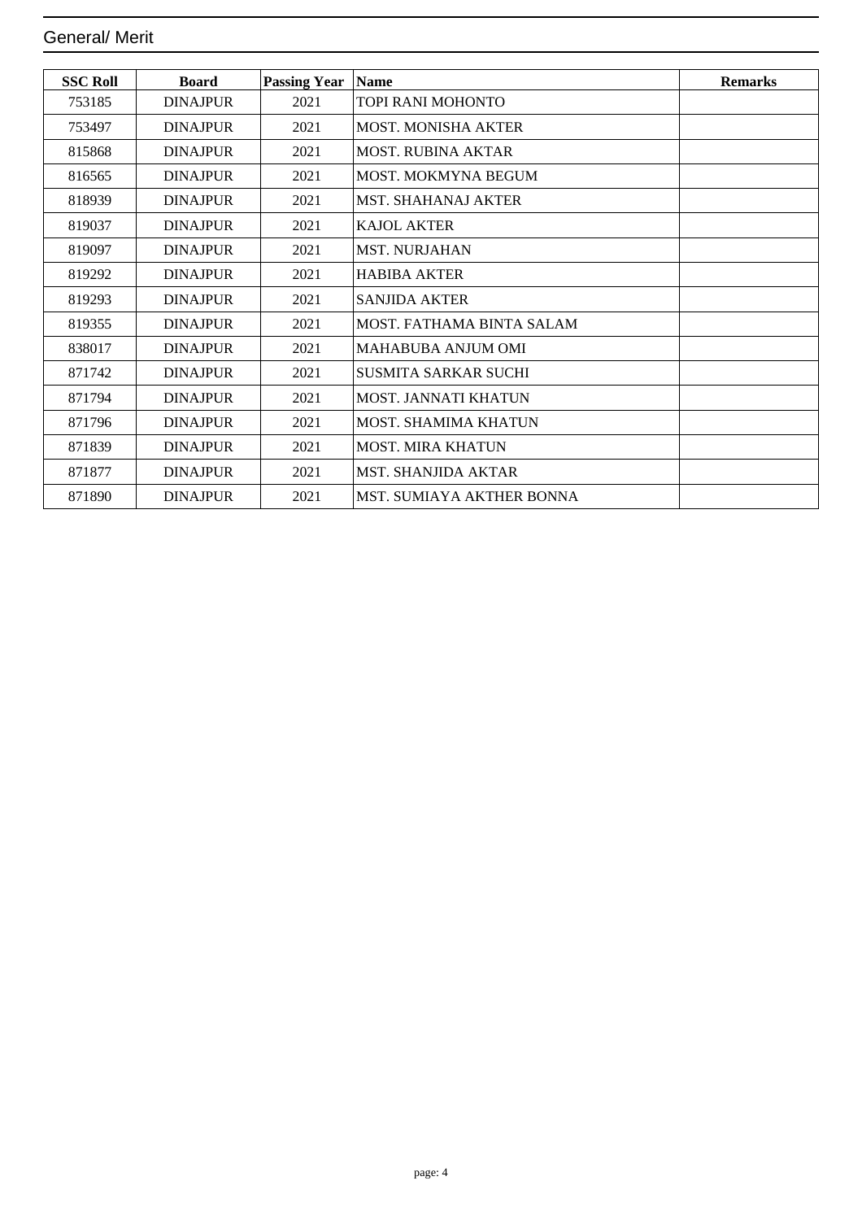## General/ Merit

| SSC Roll | Board | Passing Year | Name | Remarks |
|---|---|---|---|---|
| 753185 | DINAJPUR | 2021 | TOPI RANI MOHONTO | |
| 753497 | DINAJPUR | 2021 | MOST. MONISHA AKTER | |
| 815868 | DINAJPUR | 2021 | MOST. RUBINA AKTAR | |
| 816565 | DINAJPUR | 2021 | MOST. MOKMYNA BEGUM | |
| 818939 | DINAJPUR | 2021 | MST. SHAHANAJ AKTER | |
| 819037 | DINAJPUR | 2021 | KAJOL AKTER | |
| 819097 | DINAJPUR | 2021 | MST. NURJAHAN | |
| 819292 | DINAJPUR | 2021 | HABIBA AKTER | |
| 819293 | DINAJPUR | 2021 | SANJIDA AKTER | |
| 819355 | DINAJPUR | 2021 | MOST. FATHAMA BINTA SALAM | |
| 838017 | DINAJPUR | 2021 | MAHABUBA ANJUM OMI | |
| 871742 | DINAJPUR | 2021 | SUSMITA SARKAR SUCHI | |
| 871794 | DINAJPUR | 2021 | MOST. JANNATI KHATUN | |
| 871796 | DINAJPUR | 2021 | MOST. SHAMIMA KHATUN | |
| 871839 | DINAJPUR | 2021 | MOST. MIRA KHATUN | |
| 871877 | DINAJPUR | 2021 | MST. SHANJIDA AKTAR | |
| 871890 | DINAJPUR | 2021 | MST. SUMIAYA AKTHER BONNA | |